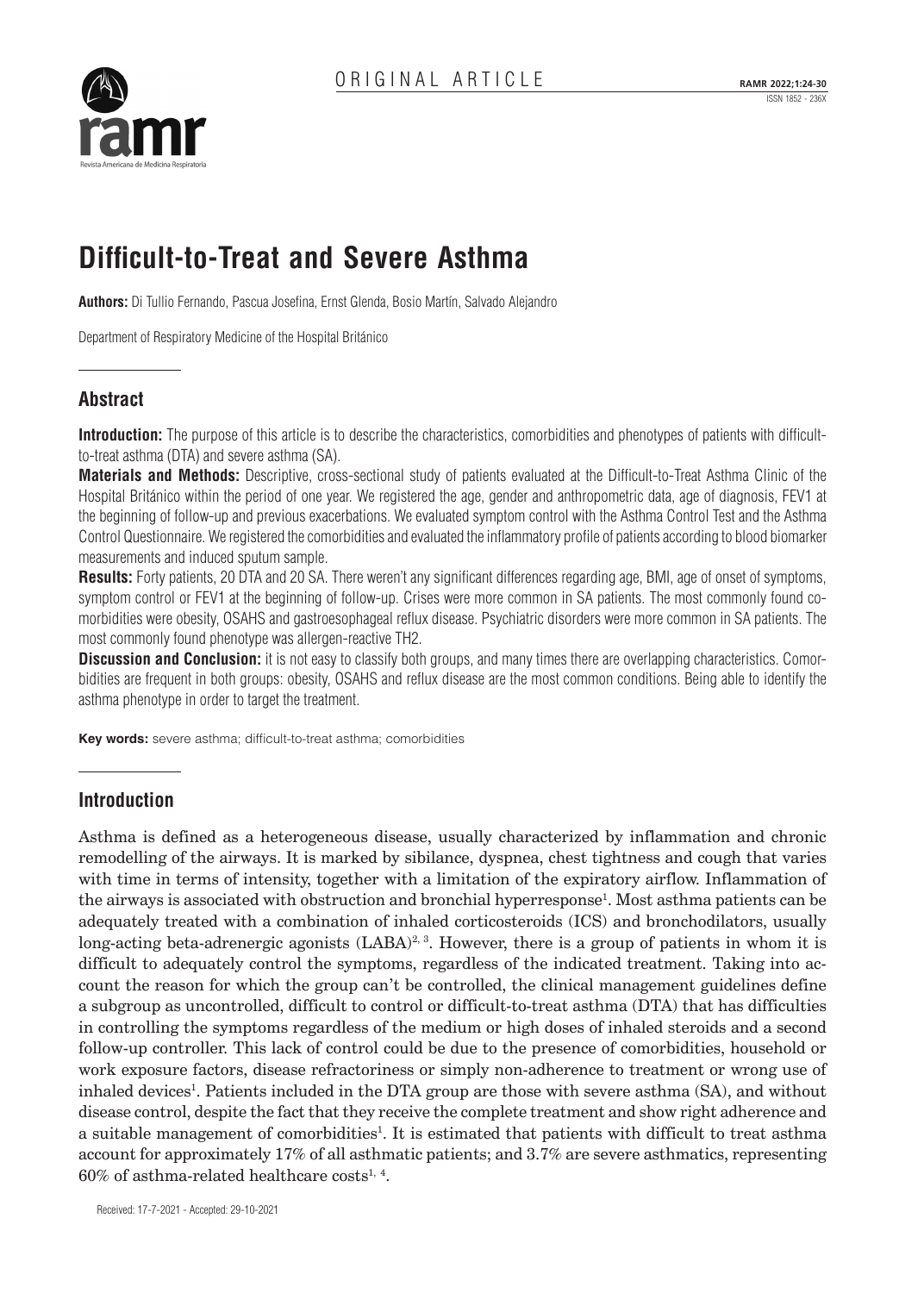ORIGINAL ARTICLE

# Difficult-to-Treat and Severe Asthma

**Authors:** Di Tullio Fernando, Pascua Josefina, Ernst Glenda, Bosio Martín, Salvado Alejandro

Department of Respiratory Medicine of the Hospital Británico

## Abstract

**Introduction:** The purpose of this article is to describe the characteristics, comorbidities and phenotypes of patients with difficult-to-treat asthma (DTA) and severe asthma (SA).

**Materials and Methods:** Descriptive, cross-sectional study of patients evaluated at the Difficult-to-Treat Asthma Clinic of the Hospital Británico within the period of one year. We registered the age, gender and anthropometric data, age of diagnosis, FEV1 at the beginning of follow-up and previous exacerbations. We evaluated symptom control with the Asthma Control Test and the Asthma Control Questionnaire. We registered the comorbidities and evaluated the inflammatory profile of patients according to blood biomarker measurements and induced sputum sample.

**Results:** Forty patients, 20 DTA and 20 SA. There weren't any significant differences regarding age, BMI, age of onset of symptoms, symptom control or FEV1 at the beginning of follow-up. Crises were more common in SA patients. The most commonly found comorbidities were obesity, OSAHS and gastroesophageal reflux disease. Psychiatric disorders were more common in SA patients. The most commonly found phenotype was allergen-reactive TH2.

**Discussion and Conclusion:** it is not easy to classify both groups, and many times there are overlapping characteristics. Comorbidities are frequent in both groups: obesity, OSAHS and reflux disease are the most common conditions. Being able to identify the asthma phenotype in order to target the treatment.

**Key words:** severe asthma; difficult-to-treat asthma; comorbidities

## Introduction

Asthma is defined as a heterogeneous disease, usually characterized by inflammation and chronic remodelling of the airways. It is marked by sibilance, dyspnea, chest tightness and cough that varies with time in terms of intensity, together with a limitation of the expiratory airflow. Inflammation of the airways is associated with obstruction and bronchial hyperresponse[1]. Most asthma patients can be adequately treated with a combination of inhaled corticosteroids (ICS) and bronchodilators, usually long-acting beta-adrenergic agonists (LABA)[2, 3]. However, there is a group of patients in whom it is difficult to adequately control the symptoms, regardless of the indicated treatment. Taking into account the reason for which the group can't be controlled, the clinical management guidelines define a subgroup as uncontrolled, difficult to control or difficult-to-treat asthma (DTA) that has difficulties in controlling the symptoms regardless of the medium or high doses of inhaled steroids and a second follow-up controller. This lack of control could be due to the presence of comorbidities, household or work exposure factors, disease refractoriness or simply non-adherence to treatment or wrong use of inhaled devices[1]. Patients included in the DTA group are those with severe asthma (SA), and without disease control, despite the fact that they receive the complete treatment and show right adherence and a suitable management of comorbidities[1]. It is estimated that patients with difficult to treat asthma account for approximately 17% of all asthmatic patients; and 3.7% are severe asthmatics, representing 60% of asthma-related healthcare costs[1, 4].

Received: 17-7-2021 - Accepted: 29-10-2021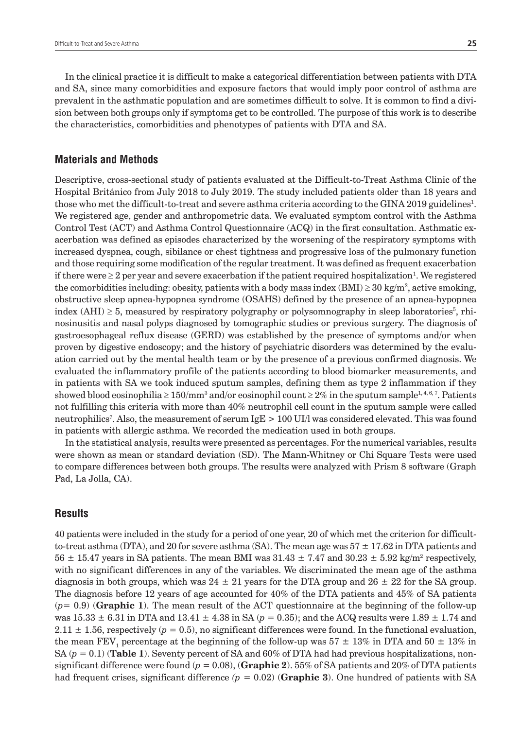In the clinical practice it is difficult to make a categorical differentiation between patients with DTA and SA, since many comorbidities and exposure factors that would imply poor control of asthma are prevalent in the asthmatic population and are sometimes difficult to solve. It is common to find a division between both groups only if symptoms get to be controlled. The purpose of this work is to describe the characteristics, comorbidities and phenotypes of patients with DTA and SA.

## Materials and Methods

Descriptive, cross-sectional study of patients evaluated at the Difficult-to-Treat Asthma Clinic of the Hospital Británico from July 2018 to July 2019. The study included patients older than 18 years and those who met the difficult-to-treat and severe asthma criteria according to the GINA 2019 guidelines[1]. We registered age, gender and anthropometric data. We evaluated symptom control with the Asthma Control Test (ACT) and Asthma Control Questionnaire (ACQ) in the first consultation. Asthmatic exacerbation was defined as episodes characterized by the worsening of the respiratory symptoms with increased dyspnea, cough, sibilance or chest tightness and progressive loss of the pulmonary function and those requiring some modification of the regular treatment. It was defined as frequent exacerbation if there were ≥ 2 per year and severe exacerbation if the patient required hospitalization[1]. We registered the comorbidities including: obesity, patients with a body mass index (BMI) ≥ 30 kg/m$^2$, active smoking, obstructive sleep apnea-hypopnea syndrome (OSAHS) defined by the presence of an apnea-hypopnea index (AHI) ≥ 5, measured by respiratory polygraphy or polysomnography in sleep laboratories[5], rhinosinusitis and nasal polyps diagnosed by tomographic studies or previous surgery. The diagnosis of gastroesophageal reflux disease (GERD) was established by the presence of symptoms and/or when proven by digestive endoscopy; and the history of psychiatric disorders was determined by the evaluation carried out by the mental health team or by the presence of a previous confirmed diagnosis. We evaluated the inflammatory profile of the patients according to blood biomarker measurements, and in patients with SA we took induced sputum samples, defining them as type 2 inflammation if they showed blood eosinophilia ≥ 150/mm$^3$ and/or eosinophil count ≥ 2% in the sputum sample[1, 4, 6, 7]. Patients not fulfilling this criteria with more than 40% neutrophil cell count in the sputum sample were called neutrophilics[7]. Also, the measurement of serum IgE > 100 UI/l was considered elevated. This was found in patients with allergic asthma. We recorded the medication used in both groups.

In the statistical analysis, results were presented as percentages. For the numerical variables, results were shown as mean or standard deviation (SD). The Mann-Whitney or Chi Square Tests were used to compare differences between both groups. The results were analyzed with Prism 8 software (Graph Pad, La Jolla, CA).

## Results

40 patients were included in the study for a period of one year, 20 of which met the criterion for difficult-to-treat asthma (DTA), and 20 for severe asthma (SA). The mean age was 57 ± 17.62 in DTA patients and 56 ± 15.47 years in SA patients. The mean BMI was 31.43 ± 7.47 and 30.23 ± 5.92 kg/m$^2$ respectively, with no significant differences in any of the variables. We discriminated the mean age of the asthma diagnosis in both groups, which was 24 ± 21 years for the DTA group and 26 ± 22 for the SA group. The diagnosis before 12 years of age accounted for 40% of the DTA patients and 45% of SA patients ($p$= 0.9) (**Graphic 1**). The mean result of the ACT questionnaire at the beginning of the follow-up was 15.33 ± 6.31 in DTA and 13.41 ± 4.38 in SA ($p$ = 0.35); and the ACQ results were 1.89 ± 1.74 and 2.11 ± 1.56, respectively ($p$ = 0.5), no significant differences were found. In the functional evaluation, the mean $FEV_1$ percentage at the beginning of the follow-up was 57 ± 13% in DTA and 50 ± 13% in SA ($p$ = 0.1) (**Table 1**). Seventy percent of SA and 60% of DTA had had previous hospitalizations, non-significant difference were found ($p$ = 0.08), (**Graphic 2**). 55% of SA patients and 20% of DTA patients had frequent crises, significant difference ($p$ = 0.02) (**Graphic 3**). One hundred of patients with SA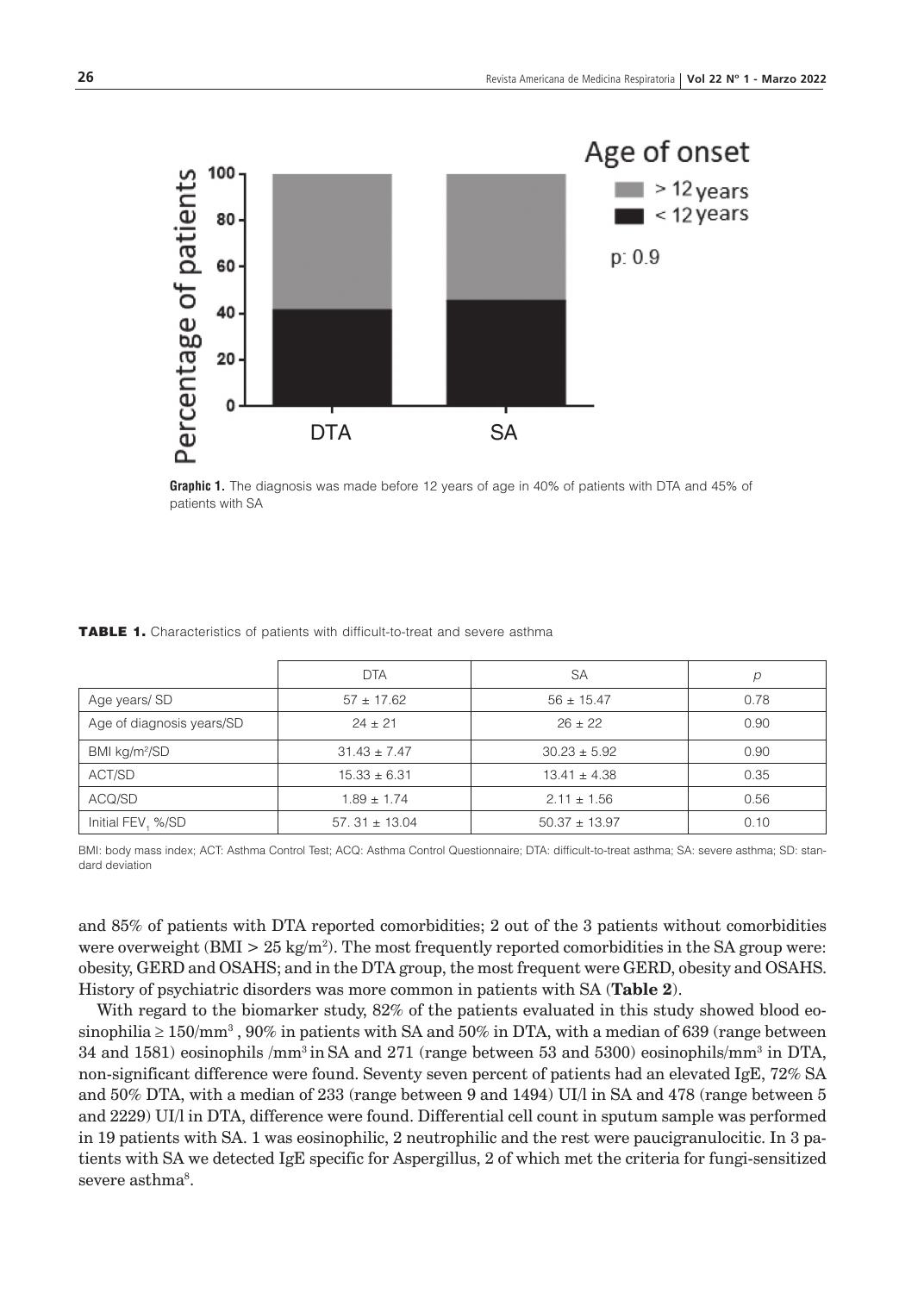**Graphic 1.** The diagnosis was made before 12 years of age in 40% of patients with DTA and 45% of patients with SA

**TABLE 1.** Characteristics of patients with difficult-to-treat and severe asthma

| | DTA | SA | *p* |
|---|---|---|---|
| Age years/ SD | 57 ± 17.62 | 56 ± 15.47 | 0.78 |
| Age of diagnosis years/SD | 24 ± 21 | 26 ± 22 | 0.90 |
| BMI kg/m²/SD | 31.43 ± 7.47 | 30.23 ± 5.92 | 0.90 |
| ACT/SD | 15.33 ± 6.31 | 13.41 ± 4.38 | 0.35 |
| ACQ/SD | 1.89 ± 1.74 | 2.11 ± 1.56 | 0.56 |
| Initial $FEV_1$ %/SD | 57. 31 ± 13.04 | 50.37 ± 13.97 | 0.10 |

BMI: body mass index; ACT: Asthma Control Test; ACQ: Asthma Control Questionnaire; DTA: difficult-to-treat asthma; SA: severe asthma; SD: standard deviation

and 85% of patients with DTA reported comorbidities; 2 out of the 3 patients without comorbidities were overweight (BMI > 25 kg/m²). The most frequently reported comorbidities in the SA group were: obesity, GERD and OSAHS; and in the DTA group, the most frequent were GERD, obesity and OSAHS. History of psychiatric disorders was more common in patients with SA (**Table 2**).

With regard to the biomarker study, 82% of the patients evaluated in this study showed blood eosinophilia ≥ 150/mm³ , 90% in patients with SA and 50% in DTA, with a median of 639 (range between 34 and 1581) eosinophils /mm³ in SA and 271 (range between 53 and 5300) eosinophils/mm³ in DTA, non-significant difference were found. Seventy seven percent of patients had an elevated IgE, 72% SA and 50% DTA, with a median of 233 (range between 9 and 1494) UI/l in SA and 478 (range between 5 and 2229) UI/l in DTA, difference were found. Differential cell count in sputum sample was performed in 19 patients with SA. 1 was eosinophilic, 2 neutrophilic and the rest were paucigranulocitic. In 3 patients with SA we detected IgE specific for Aspergillus, 2 of which met the criteria for fungi-sensitized severe asthma[8].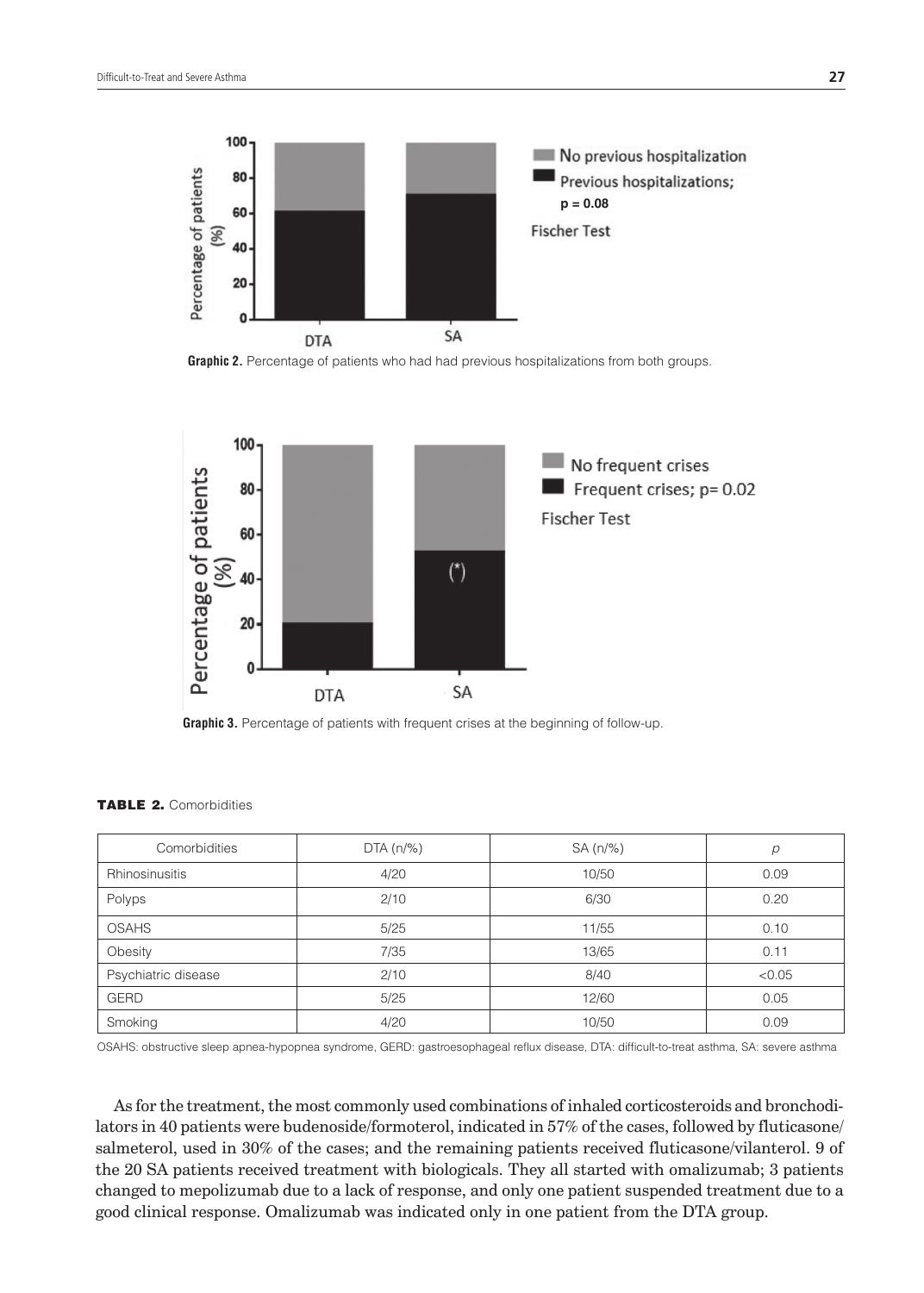Graphic 2. Percentage of patients who had had previous hospitalizations from both groups.

Graphic 3. Percentage of patients with frequent crises at the beginning of follow-up.

**TABLE 2.** Comorbidities

| Comorbidities | DTA (n/%) | SA (n/%) | *p* |
|---|---|---|---|
| Rhinosinusitis | 4/20 | 10/50 | 0.09 |
| Polyps | 2/10 | 6/30 | 0.20 |
| OSAHS | 5/25 | 11/55 | 0.10 |
| Obesity | 7/35 | 13/65 | 0.11 |
| Psychiatric disease | 2/10 | 8/40 | <0.05 |
| GERD | 5/25 | 12/60 | 0.05 |
| Smoking | 4/20 | 10/50 | 0.09 |

OSAHS: obstructive sleep apnea-hypopnea syndrome, GERD: gastroesophageal reflux disease, DTA: difficult-to-treat asthma, SA: severe asthma

As for the treatment, the most commonly used combinations of inhaled corticosteroids and bronchodilators in 40 patients were budenoside/formoterol, indicated in 57% of the cases, followed by fluticasone/salmeterol, used in 30% of the cases; and the remaining patients received fluticasone/vilanterol. 9 of the 20 SA patients received treatment with biologicals. They all started with omalizumab; 3 patients changed to mepolizumab due to a lack of response, and only one patient suspended treatment due to a good clinical response. Omalizumab was indicated only in one patient from the DTA group.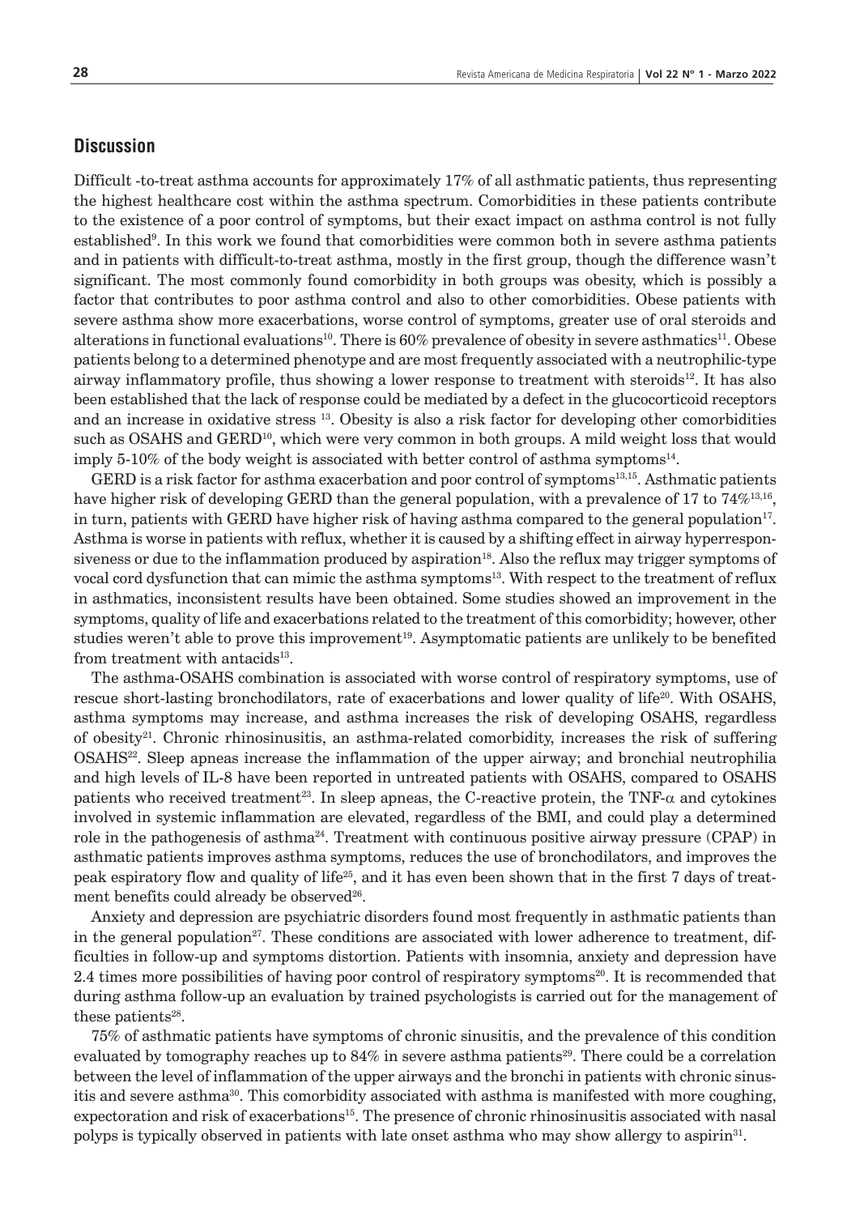## Discussion

Difficult -to-treat asthma accounts for approximately 17% of all asthmatic patients, thus representing the highest healthcare cost within the asthma spectrum. Comorbidities in these patients contribute to the existence of a poor control of symptoms, but their exact impact on asthma control is not fully established[9]. In this work we found that comorbidities were common both in severe asthma patients and in patients with difficult-to-treat asthma, mostly in the first group, though the difference wasn't significant. The most commonly found comorbidity in both groups was obesity, which is possibly a factor that contributes to poor asthma control and also to other comorbidities. Obese patients with severe asthma show more exacerbations, worse control of symptoms, greater use of oral steroids and alterations in functional evaluations[10]. There is 60% prevalence of obesity in severe asthmatics[11]. Obese patients belong to a determined phenotype and are most frequently associated with a neutrophilic-type airway inflammatory profile, thus showing a lower response to treatment with steroids[12]. It has also been established that the lack of response could be mediated by a defect in the glucocorticoid receptors and an increase in oxidative stress [13]. Obesity is also a risk factor for developing other comorbidities such as OSAHS and GERD[10], which were very common in both groups. A mild weight loss that would imply 5-10% of the body weight is associated with better control of asthma symptoms[14].

GERD is a risk factor for asthma exacerbation and poor control of symptoms[13,15]. Asthmatic patients have higher risk of developing GERD than the general population, with a prevalence of 17 to 74%[13,16], in turn, patients with GERD have higher risk of having asthma compared to the general population[17]. Asthma is worse in patients with reflux, whether it is caused by a shifting effect in airway hyperresponsiveness or due to the inflammation produced by aspiration[18]. Also the reflux may trigger symptoms of vocal cord dysfunction that can mimic the asthma symptoms[13]. With respect to the treatment of reflux in asthmatics, inconsistent results have been obtained. Some studies showed an improvement in the symptoms, quality of life and exacerbations related to the treatment of this comorbidity; however, other studies weren't able to prove this improvement[19]. Asymptomatic patients are unlikely to be benefited from treatment with antacids[13].

The asthma-OSAHS combination is associated with worse control of respiratory symptoms, use of rescue short-lasting bronchodilators, rate of exacerbations and lower quality of life[20]. With OSAHS, asthma symptoms may increase, and asthma increases the risk of developing OSAHS, regardless of obesity[21]. Chronic rhinosinusitis, an asthma-related comorbidity, increases the risk of suffering OSAHS[22]. Sleep apneas increase the inflammation of the upper airway; and bronchial neutrophilia and high levels of IL-8 have been reported in untreated patients with OSAHS, compared to OSAHS patients who received treatment[23]. In sleep apneas, the C-reactive protein, the TNF-$\alpha$ and cytokines involved in systemic inflammation are elevated, regardless of the BMI, and could play a determined role in the pathogenesis of asthma[24]. Treatment with continuous positive airway pressure (CPAP) in asthmatic patients improves asthma symptoms, reduces the use of bronchodilators, and improves the peak espiratory flow and quality of life[25], and it has even been shown that in the first 7 days of treatment benefits could already be observed[26].

Anxiety and depression are psychiatric disorders found most frequently in asthmatic patients than in the general population[27]. These conditions are associated with lower adherence to treatment, difficulties in follow-up and symptoms distortion. Patients with insomnia, anxiety and depression have 2.4 times more possibilities of having poor control of respiratory symptoms[20]. It is recommended that during asthma follow-up an evaluation by trained psychologists is carried out for the management of these patients[28].

75% of asthmatic patients have symptoms of chronic sinusitis, and the prevalence of this condition evaluated by tomography reaches up to 84% in severe asthma patients[29]. There could be a correlation between the level of inflammation of the upper airways and the bronchi in patients with chronic sinusitis and severe asthma[30]. This comorbidity associated with asthma is manifested with more coughing, expectoration and risk of exacerbations[15]. The presence of chronic rhinosinusitis associated with nasal polyps is typically observed in patients with late onset asthma who may show allergy to aspirin[31].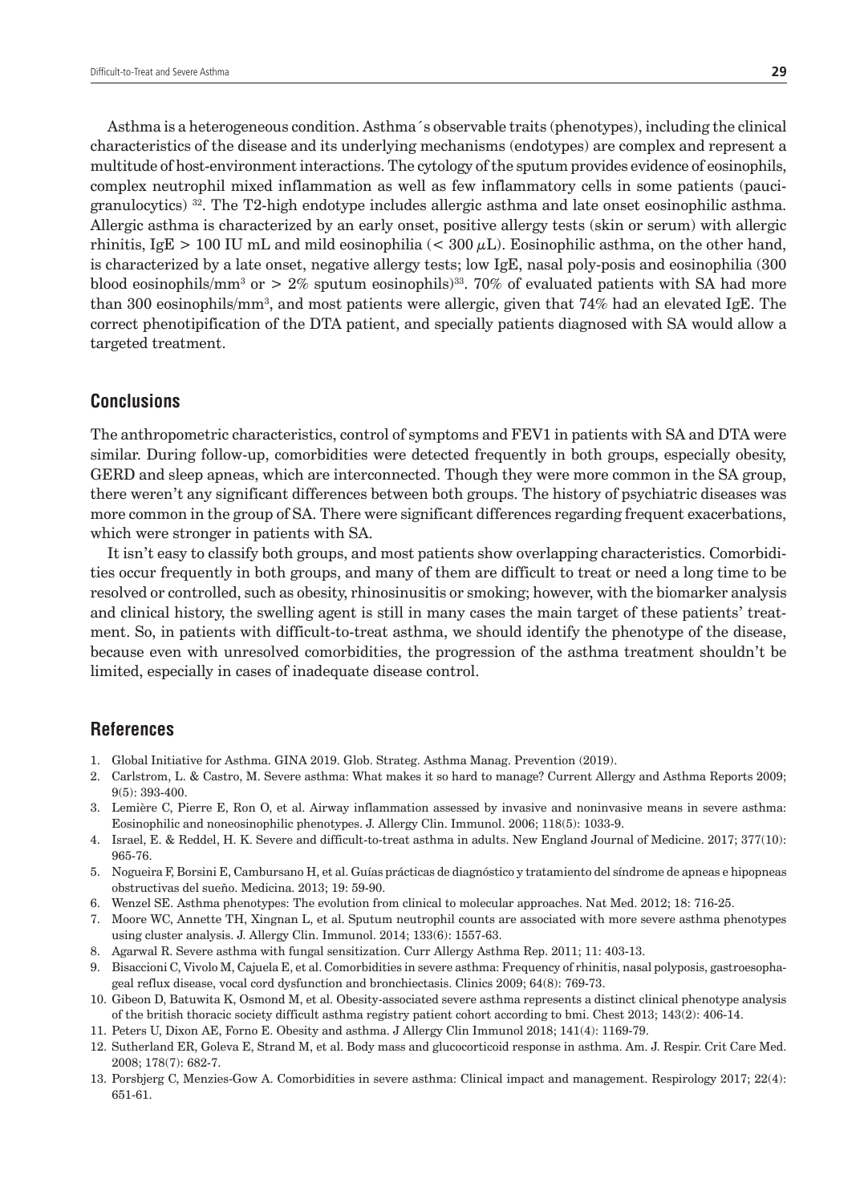Asthma is a heterogeneous condition. Asthma´s observable traits (phenotypes), including the clinical characteristics of the disease and its underlying mechanisms (endotypes) are complex and represent a multitude of host-environment interactions. The cytology of the sputum provides evidence of eosinophils, complex neutrophil mixed inflammation as well as few inflammatory cells in some patients (pauci-granulocytics) [32]. The T2-high endotype includes allergic asthma and late onset eosinophilic asthma. Allergic asthma is characterized by an early onset, positive allergy tests (skin or serum) with allergic rhinitis, IgE > 100 IU mL and mild eosinophilia (< 300 $\mu$L). Eosinophilic asthma, on the other hand, is characterized by a late onset, negative allergy tests; low IgE, nasal poly-posis and eosinophilia (300 blood eosinophils/mm$^3$ or > 2% sputum eosinophils)[33]. 70% of evaluated patients with SA had more than 300 eosinophils/mm$^3$, and most patients were allergic, given that 74% had an elevated IgE. The correct phenotipification of the DTA patient, and specially patients diagnosed with SA would allow a targeted treatment.

## Conclusions

The anthropometric characteristics, control of symptoms and FEV1 in patients with SA and DTA were similar. During follow-up, comorbidities were detected frequently in both groups, especially obesity, GERD and sleep apneas, which are interconnected. Though they were more common in the SA group, there weren't any significant differences between both groups. The history of psychiatric diseases was more common in the group of SA. There were significant differences regarding frequent exacerbations, which were stronger in patients with SA.

It isn't easy to classify both groups, and most patients show overlapping characteristics. Comorbidities occur frequently in both groups, and many of them are difficult to treat or need a long time to be resolved or controlled, such as obesity, rhinosinusitis or smoking; however, with the biomarker analysis and clinical history, the swelling agent is still in many cases the main target of these patients' treatment. So, in patients with difficult-to-treat asthma, we should identify the phenotype of the disease, because even with unresolved comorbidities, the progression of the asthma treatment shouldn't be limited, especially in cases of inadequate disease control.

## References

1. Global Initiative for Asthma. GINA 2019. Glob. Strateg. Asthma Manag. Prevention (2019).
2. Carlstrom, L. & Castro, M. Severe asthma: What makes it so hard to manage? Current Allergy and Asthma Reports 2009; 9(5): 393-400.
3. Lemière C, Pierre E, Ron O, et al. Airway inflammation assessed by invasive and noninvasive means in severe asthma: Eosinophilic and noneosinophilic phenotypes. J. Allergy Clin. Immunol. 2006; 118(5): 1033-9.
4. Israel, E. & Reddel, H. K. Severe and difficult-to-treat asthma in adults. New England Journal of Medicine. 2017; 377(10): 965-76.
5. Nogueira F, Borsini E, Cambursano H, et al. Guías prácticas de diagnóstico y tratamiento del síndrome de apneas e hipopneas obstructivas del sueño. Medicina. 2013; 19: 59-90.
6. Wenzel SE. Asthma phenotypes: The evolution from clinical to molecular approaches. Nat Med. 2012; 18: 716-25.
7. Moore WC, Annette TH, Xingnan L, et al. Sputum neutrophil counts are associated with more severe asthma phenotypes using cluster analysis. J. Allergy Clin. Immunol. 2014; 133(6): 1557-63.
8. Agarwal R. Severe asthma with fungal sensitization. Curr Allergy Asthma Rep. 2011; 11: 403-13.
9. Bisaccioni C, Vivolo M, Cajuela E, et al. Comorbidities in severe asthma: Frequency of rhinitis, nasal polyposis, gastroesophageal reflux disease, vocal cord dysfunction and bronchiectasis. Clinics 2009; 64(8): 769-73.
10. Gibeon D, Batuwita K, Osmond M, et al. Obesity-associated severe asthma represents a distinct clinical phenotype analysis of the british thoracic society difficult asthma registry patient cohort according to bmi. Chest 2013; 143(2): 406-14.
11. Peters U, Dixon AE, Forno E. Obesity and asthma. J Allergy Clin Immunol 2018; 141(4): 1169-79.
12. Sutherland ER, Goleva E, Strand M, et al. Body mass and glucocorticoid response in asthma. Am. J. Respir. Crit Care Med. 2008; 178(7): 682-7.
13. Porsbjerg C, Menzies-Gow A. Comorbidities in severe asthma: Clinical impact and management. Respirology 2017; 22(4): 651-61.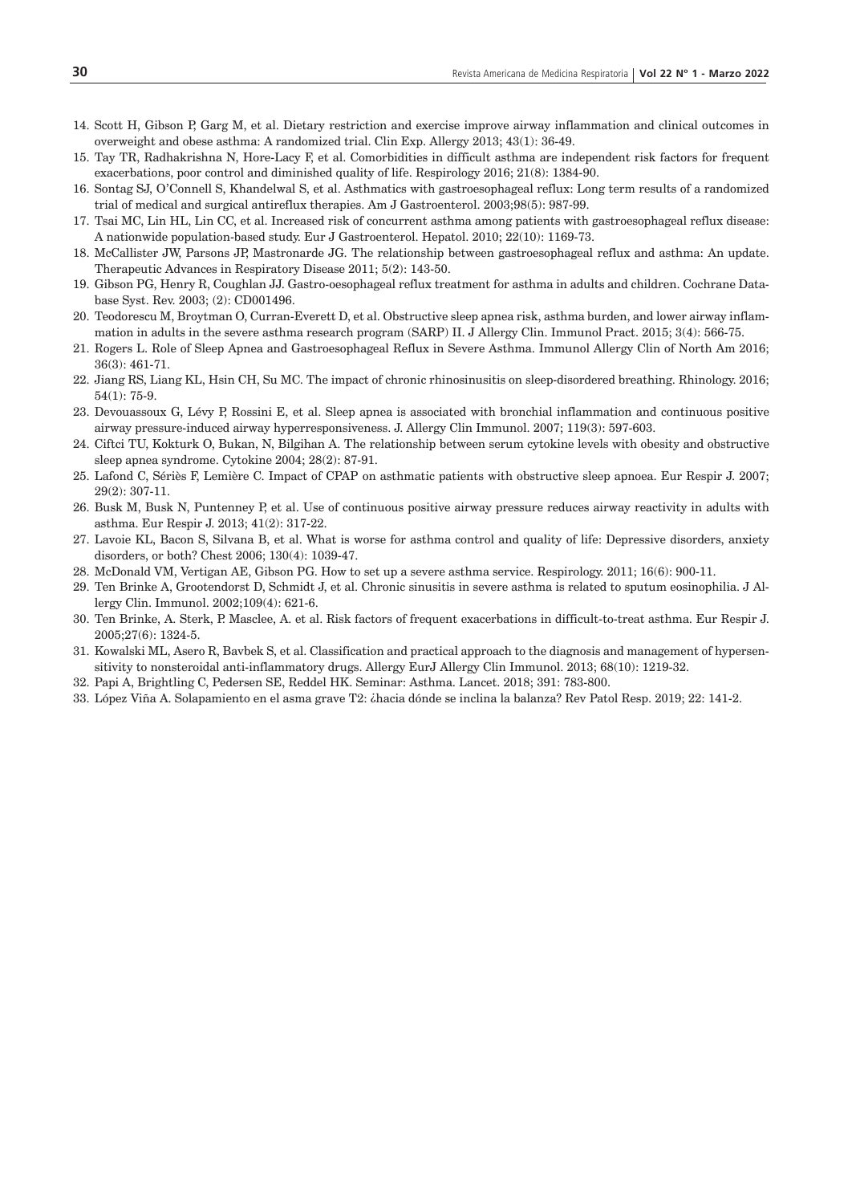14. Scott H, Gibson P, Garg M, et al. Dietary restriction and exercise improve airway inflammation and clinical outcomes in overweight and obese asthma: A randomized trial. Clin Exp. Allergy 2013; 43(1): 36-49.
15. Tay TR, Radhakrishna N, Hore-Lacy F, et al. Comorbidities in difficult asthma are independent risk factors for frequent exacerbations, poor control and diminished quality of life. Respirology 2016; 21(8): 1384-90.
16. Sontag SJ, O'Connell S, Khandelwal S, et al. Asthmatics with gastroesophageal reflux: Long term results of a randomized trial of medical and surgical antireflux therapies. Am J Gastroenterol. 2003;98(5): 987-99.
17. Tsai MC, Lin HL, Lin CC, et al. Increased risk of concurrent asthma among patients with gastroesophageal reflux disease: A nationwide population-based study. Eur J Gastroenterol. Hepatol. 2010; 22(10): 1169-73.
18. McCallister JW, Parsons JP, Mastronarde JG. The relationship between gastroesophageal reflux and asthma: An update. Therapeutic Advances in Respiratory Disease 2011; 5(2): 143-50.
19. Gibson PG, Henry R, Coughlan JJ. Gastro-oesophageal reflux treatment for asthma in adults and children. Cochrane Database Syst. Rev. 2003; (2): CD001496.
20. Teodorescu M, Broytman O, Curran-Everett D, et al. Obstructive sleep apnea risk, asthma burden, and lower airway inflammation in adults in the severe asthma research program (SARP) II. J Allergy Clin. Immunol Pract. 2015; 3(4): 566-75.
21. Rogers L. Role of Sleep Apnea and Gastroesophageal Reflux in Severe Asthma. Immunol Allergy Clin of North Am 2016; 36(3): 461-71.
22. Jiang RS, Liang KL, Hsin CH, Su MC. The impact of chronic rhinosinusitis on sleep-disordered breathing. Rhinology. 2016; 54(1): 75-9.
23. Devouassoux G, Lévy P, Rossini E, et al. Sleep apnea is associated with bronchial inflammation and continuous positive airway pressure-induced airway hyperresponsiveness. J. Allergy Clin Immunol. 2007; 119(3): 597-603.
24. Ciftci TU, Kokturk O, Bukan, N, Bilgihan A. The relationship between serum cytokine levels with obesity and obstructive sleep apnea syndrome. Cytokine 2004; 28(2): 87-91.
25. Lafond C, Sériès F, Lemière C. Impact of CPAP on asthmatic patients with obstructive sleep apnoea. Eur Respir J. 2007; 29(2): 307-11.
26. Busk M, Busk N, Puntenney P, et al. Use of continuous positive airway pressure reduces airway reactivity in adults with asthma. Eur Respir J. 2013; 41(2): 317-22.
27. Lavoie KL, Bacon S, Silvana B, et al. What is worse for asthma control and quality of life: Depressive disorders, anxiety disorders, or both? Chest 2006; 130(4): 1039-47.
28. McDonald VM, Vertigan AE, Gibson PG. How to set up a severe asthma service. Respirology. 2011; 16(6): 900-11.
29. Ten Brinke A, Grootendorst D, Schmidt J, et al. Chronic sinusitis in severe asthma is related to sputum eosinophilia. J Allergy Clin. Immunol. 2002;109(4): 621-6.
30. Ten Brinke, A. Sterk, P. Masclee, A. et al. Risk factors of frequent exacerbations in difficult-to-treat asthma. Eur Respir J. 2005;27(6): 1324-5.
31. Kowalski ML, Asero R, Bavbek S, et al. Classification and practical approach to the diagnosis and management of hypersensitivity to nonsteroidal anti-inflammatory drugs. Allergy EurJ Allergy Clin Immunol. 2013; 68(10): 1219-32.
32. Papi A, Brightling C, Pedersen SE, Reddel HK. Seminar: Asthma. Lancet. 2018; 391: 783-800.
33. López Viña A. Solapamiento en el asma grave T2: ¿hacia dónde se inclina la balanza? Rev Patol Resp. 2019; 22: 141-2.